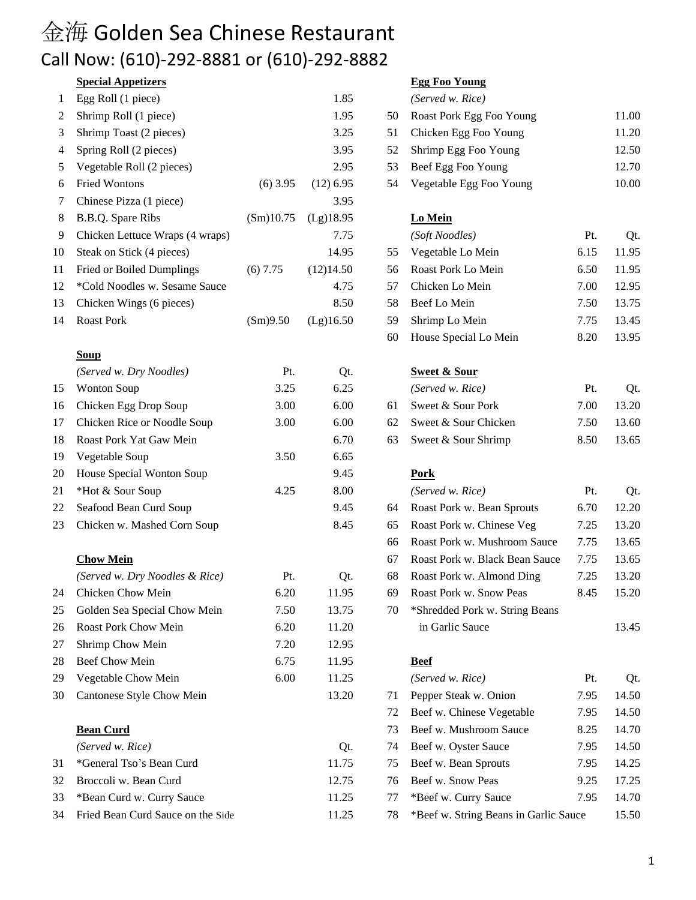# 金海 Golden Sea Chinese Restaurant

## Call Now: (610)-292-8881 or (610)-292-8882

### Special Appetizers

| # | Item | | |
|---|---|---|---|
| 1 | Egg Roll (1 piece) | | 1.85 |
| 2 | Shrimp Roll (1 piece) | | 1.95 |
| 3 | Shrimp Toast (2 pieces) | | 3.25 |
| 4 | Spring Roll (2 pieces) | | 3.95 |
| 5 | Vegetable Roll (2 pieces) | | 2.95 |
| 6 | Fried Wontons | (6) 3.95 | (12) 6.95 |
| 7 | Chinese Pizza (1 piece) | | 3.95 |
| 8 | B.B.Q. Spare Ribs | (Sm)10.75 | (Lg)18.95 |
| 9 | Chicken Lettuce Wraps (4 wraps) | | 7.75 |
| 10 | Steak on Stick (4 pieces) | | 14.95 |
| 11 | Fried or Boiled Dumplings | (6) 7.75 | (12)14.50 |
| 12 | *Cold Noodles w. Sesame Sauce | | 4.75 |
| 13 | Chicken Wings (6 pieces) | | 8.50 |
| 14 | Roast Pork | (Sm)9.50 | (Lg)16.50 |

### Soup

*(Served w. Dry Noodles)*

| # | Item | Pt. | Qt. |
|---|---|---|---|
| 15 | Wonton Soup | 3.25 | 6.25 |
| 16 | Chicken Egg Drop Soup | 3.00 | 6.00 |
| 17 | Chicken Rice or Noodle Soup | 3.00 | 6.00 |
| 18 | Roast Pork Yat Gaw Mein | | 6.70 |
| 19 | Vegetable Soup | 3.50 | 6.65 |
| 20 | House Special Wonton Soup | | 9.45 |
| 21 | *Hot & Sour Soup | 4.25 | 8.00 |
| 22 | Seafood Bean Curd Soup | | 9.45 |
| 23 | Chicken w. Mashed Corn Soup | | 8.45 |

### Chow Mein

*(Served w. Dry Noodles & Rice)*

| # | Item | Pt. | Qt. |
|---|---|---|---|
| 24 | Chicken Chow Mein | 6.20 | 11.95 |
| 25 | Golden Sea Special Chow Mein | 7.50 | 13.75 |
| 26 | Roast Pork Chow Mein | 6.20 | 11.20 |
| 27 | Shrimp Chow Mein | 7.20 | 12.95 |
| 28 | Beef Chow Mein | 6.75 | 11.95 |
| 29 | Vegetable Chow Mein | 6.00 | 11.25 |
| 30 | Cantonese Style Chow Mein | | 13.20 |

### Bean Curd

*(Served w. Rice)*

| # | Item | Qt. |
|---|---|---|
| 31 | *General Tso's Bean Curd | 11.75 |
| 32 | Broccoli w. Bean Curd | 12.75 |
| 33 | *Bean Curd w. Curry Sauce | 11.25 |
| 34 | Fried Bean Curd Sauce on the Side | 11.25 |

### Egg Foo Young

*(Served w. Rice)*

| # | Item | |
|---|---|---|
| 50 | Roast Pork Egg Foo Young | 11.00 |
| 51 | Chicken Egg Foo Young | 11.20 |
| 52 | Shrimp Egg Foo Young | 12.50 |
| 53 | Beef Egg Foo Young | 12.70 |
| 54 | Vegetable Egg Foo Young | 10.00 |

### Lo Mein

*(Soft Noodles)*

| # | Item | Pt. | Qt. |
|---|---|---|---|
| 55 | Vegetable Lo Mein | 6.15 | 11.95 |
| 56 | Roast Pork Lo Mein | 6.50 | 11.95 |
| 57 | Chicken Lo Mein | 7.00 | 12.95 |
| 58 | Beef Lo Mein | 7.50 | 13.75 |
| 59 | Shrimp Lo Mein | 7.75 | 13.45 |
| 60 | House Special Lo Mein | 8.20 | 13.95 |

### Sweet & Sour

*(Served w. Rice)*

| # | Item | Pt. | Qt. |
|---|---|---|---|
| 61 | Sweet & Sour Pork | 7.00 | 13.20 |
| 62 | Sweet & Sour Chicken | 7.50 | 13.60 |
| 63 | Sweet & Sour Shrimp | 8.50 | 13.65 |

### Pork

*(Served w. Rice)*

| # | Item | Pt. | Qt. |
|---|---|---|---|
| 64 | Roast Pork w. Bean Sprouts | 6.70 | 12.20 |
| 65 | Roast Pork w. Chinese Veg | 7.25 | 13.20 |
| 66 | Roast Pork w. Mushroom Sauce | 7.75 | 13.65 |
| 67 | Roast Pork w. Black Bean Sauce | 7.75 | 13.65 |
| 68 | Roast Pork w. Almond Ding | 7.25 | 13.20 |
| 69 | Roast Pork w. Snow Peas | 8.45 | 15.20 |
| 70 | *Shredded Pork w. String Beans in Garlic Sauce | | 13.45 |

### Beef

*(Served w. Rice)*

| # | Item | Pt. | Qt. |
|---|---|---|---|
| 71 | Pepper Steak w. Onion | 7.95 | 14.50 |
| 72 | Beef w. Chinese Vegetable | 7.95 | 14.50 |
| 73 | Beef w. Mushroom Sauce | 8.25 | 14.70 |
| 74 | Beef w. Oyster Sauce | 7.95 | 14.50 |
| 75 | Beef w. Bean Sprouts | 7.95 | 14.25 |
| 76 | Beef w. Snow Peas | 9.25 | 17.25 |
| 77 | *Beef w. Curry Sauce | 7.95 | 14.70 |
| 78 | *Beef w. String Beans in Garlic Sauce | | 15.50 |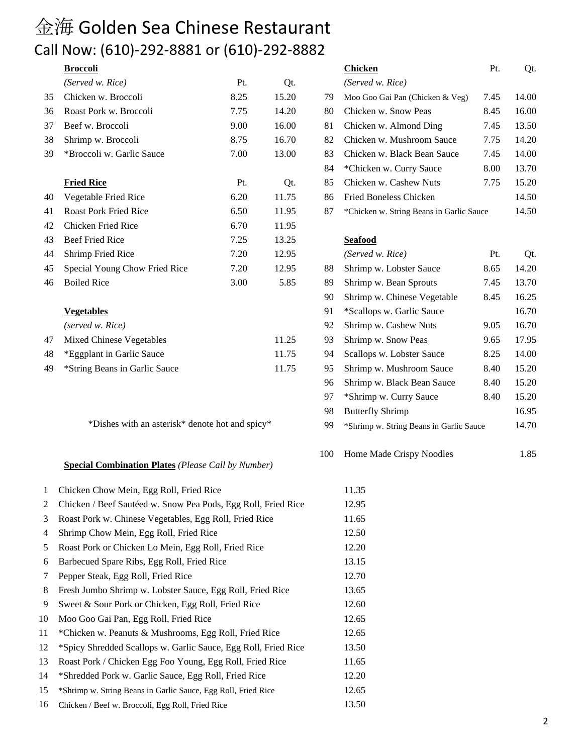# 金海 Golden Sea Chinese Restaurant

## Call Now: (610)-292-8881 or (610)-292-8882

**Broccoli**

*(Served w. Rice)*

| # | Item | Pt. | Qt. |
|---|---|---|---|
| 35 | Chicken w. Broccoli | 8.25 | 15.20 |
| 36 | Roast Pork w. Broccoli | 7.75 | 14.20 |
| 37 | Beef w. Broccoli | 9.00 | 16.00 |
| 38 | Shrimp w. Broccoli | 8.75 | 16.70 |
| 39 | *Broccoli w. Garlic Sauce | 7.00 | 13.00 |

**Fried Rice**

| # | Item | Pt. | Qt. |
|---|---|---|---|
| 40 | Vegetable Fried Rice | 6.20 | 11.75 |
| 41 | Roast Pork Fried Rice | 6.50 | 11.95 |
| 42 | Chicken Fried Rice | 6.70 | 11.95 |
| 43 | Beef Fried Rice | 7.25 | 13.25 |
| 44 | Shrimp Fried Rice | 7.20 | 12.95 |
| 45 | Special Young Chow Fried Rice | 7.20 | 12.95 |
| 46 | Boiled Rice | 3.00 | 5.85 |

**Vegetables**

*(served w. Rice)*

| # | Item | Price |
|---|---|---|
| 47 | Mixed Chinese Vegetables | 11.25 |
| 48 | *Eggplant in Garlic Sauce | 11.75 |
| 49 | *String Beans in Garlic Sauce | 11.75 |

*Dishes with an asterisk* denote hot and spicy*

**Chicken**

*(Served w. Rice)*

| # | Item | Pt. | Qt. |
|---|---|---|---|
| 79 | Moo Goo Gai Pan (Chicken & Veg) | 7.45 | 14.00 |
| 80 | Chicken w. Snow Peas | 8.45 | 16.00 |
| 81 | Chicken w. Almond Ding | 7.45 | 13.50 |
| 82 | Chicken w. Mushroom Sauce | 7.75 | 14.20 |
| 83 | Chicken w. Black Bean Sauce | 7.45 | 14.00 |
| 84 | *Chicken w. Curry Sauce | 8.00 | 13.70 |
| 85 | Chicken w. Cashew Nuts | 7.75 | 15.20 |
| 86 | Fried Boneless Chicken | | 14.50 |
| 87 | *Chicken w. String Beans in Garlic Sauce | | 14.50 |

**Seafood**

*(Served w. Rice)*

| # | Item | Pt. | Qt. |
|---|---|---|---|
| 88 | Shrimp w. Lobster Sauce | 8.65 | 14.20 |
| 89 | Shrimp w. Bean Sprouts | 7.45 | 13.70 |
| 90 | Shrimp w. Chinese Vegetable | 8.45 | 16.25 |
| 91 | *Scallops w. Garlic Sauce | | 16.70 |
| 92 | Shrimp w. Cashew Nuts | 9.05 | 16.70 |
| 93 | Shrimp w. Snow Peas | 9.65 | 17.95 |
| 94 | Scallops w. Lobster Sauce | 8.25 | 14.00 |
| 95 | Shrimp w. Mushroom Sauce | 8.40 | 15.20 |
| 96 | Shrimp w. Black Bean Sauce | 8.40 | 15.20 |
| 97 | *Shrimp w. Curry Sauce | 8.40 | 15.20 |
| 98 | Butterfly Shrimp | | 16.95 |
| 99 | *Shrimp w. String Beans in Garlic Sauce | | 14.70 |

| # | Item | Price |
|---|---|---|
| 100 | Home Made Crispy Noodles | 1.85 |

**Special Combination Plates** *(Please Call by Number)*

| # | Item | Price |
|---|---|---|
| 1 | Chicken Chow Mein, Egg Roll, Fried Rice | 11.35 |
| 2 | Chicken / Beef Sautéed w. Snow Pea Pods, Egg Roll, Fried Rice | 12.95 |
| 3 | Roast Pork w. Chinese Vegetables, Egg Roll, Fried Rice | 11.65 |
| 4 | Shrimp Chow Mein, Egg Roll, Fried Rice | 12.50 |
| 5 | Roast Pork or Chicken Lo Mein, Egg Roll, Fried Rice | 12.20 |
| 6 | Barbecued Spare Ribs, Egg Roll, Fried Rice | 13.15 |
| 7 | Pepper Steak, Egg Roll, Fried Rice | 12.70 |
| 8 | Fresh Jumbo Shrimp w. Lobster Sauce, Egg Roll, Fried Rice | 13.65 |
| 9 | Sweet & Sour Pork or Chicken, Egg Roll, Fried Rice | 12.60 |
| 10 | Moo Goo Gai Pan, Egg Roll, Fried Rice | 12.65 |
| 11 | *Chicken w. Peanuts & Mushrooms, Egg Roll, Fried Rice | 12.65 |
| 12 | *Spicy Shredded Scallops w. Garlic Sauce, Egg Roll, Fried Rice | 13.50 |
| 13 | Roast Pork / Chicken Egg Foo Young, Egg Roll, Fried Rice | 11.65 |
| 14 | *Shredded Pork w. Garlic Sauce, Egg Roll, Fried Rice | 12.20 |
| 15 | *Shrimp w. String Beans in Garlic Sauce, Egg Roll, Fried Rice | 12.65 |
| 16 | Chicken / Beef w. Broccoli, Egg Roll, Fried Rice | 13.50 |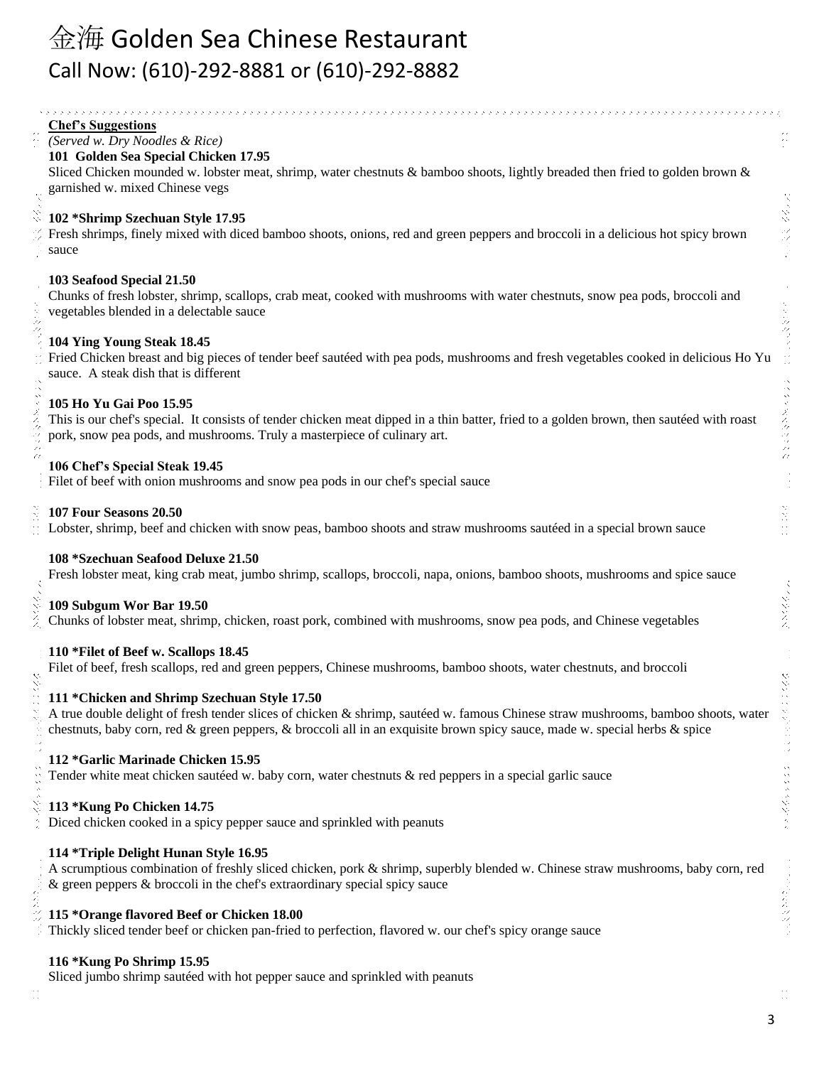# 金海 Golden Sea Chinese Restaurant

## Call Now: (610)-292-8881 or (610)-292-8882

### Chef's Suggestions

*(Served w. Dry Noodles & Rice)*

**101 Golden Sea Special Chicken 17.95**
Sliced Chicken mounded w. lobster meat, shrimp, water chestnuts & bamboo shoots, lightly breaded then fried to golden brown & garnished w. mixed Chinese vegs

**102 *Shrimp Szechuan Style 17.95**
Fresh shrimps, finely mixed with diced bamboo shoots, onions, red and green peppers and broccoli in a delicious hot spicy brown sauce

**103 Seafood Special 21.50**
Chunks of fresh lobster, shrimp, scallops, crab meat, cooked with mushrooms with water chestnuts, snow pea pods, broccoli and vegetables blended in a delectable sauce

**104 Ying Young Steak 18.45**
Fried Chicken breast and big pieces of tender beef sautéed with pea pods, mushrooms and fresh vegetables cooked in delicious Ho Yu sauce. A steak dish that is different

**105 Ho Yu Gai Poo 15.95**
This is our chef's special. It consists of tender chicken meat dipped in a thin batter, fried to a golden brown, then sautéed with roast pork, snow pea pods, and mushrooms. Truly a masterpiece of culinary art.

**106 Chef's Special Steak 19.45**
Filet of beef with onion mushrooms and snow pea pods in our chef's special sauce

**107 Four Seasons 20.50**
Lobster, shrimp, beef and chicken with snow peas, bamboo shoots and straw mushrooms sautéed in a special brown sauce

**108 *Szechuan Seafood Deluxe 21.50**
Fresh lobster meat, king crab meat, jumbo shrimp, scallops, broccoli, napa, onions, bamboo shoots, mushrooms and spice sauce

**109 Subgum Wor Bar 19.50**
Chunks of lobster meat, shrimp, chicken, roast pork, combined with mushrooms, snow pea pods, and Chinese vegetables

**110 *Filet of Beef w. Scallops 18.45**
Filet of beef, fresh scallops, red and green peppers, Chinese mushrooms, bamboo shoots, water chestnuts, and broccoli

**111 *Chicken and Shrimp Szechuan Style 17.50**
A true double delight of fresh tender slices of chicken & shrimp, sautéed w. famous Chinese straw mushrooms, bamboo shoots, water chestnuts, baby corn, red & green peppers, & broccoli all in an exquisite brown spicy sauce, made w. special herbs & spice

**112 *Garlic Marinade Chicken 15.95**
Tender white meat chicken sautéed w. baby corn, water chestnuts & red peppers in a special garlic sauce

**113 *Kung Po Chicken 14.75**
Diced chicken cooked in a spicy pepper sauce and sprinkled with peanuts

**114 *Triple Delight Hunan Style 16.95**
A scrumptious combination of freshly sliced chicken, pork & shrimp, superbly blended w. Chinese straw mushrooms, baby corn, red & green peppers & broccoli in the chef's extraordinary special spicy sauce

**115 *Orange flavored Beef or Chicken 18.00**
Thickly sliced tender beef or chicken pan-fried to perfection, flavored w. our chef's spicy orange sauce

**116 *Kung Po Shrimp 15.95**
Sliced jumbo shrimp sautéed with hot pepper sauce and sprinkled with peanuts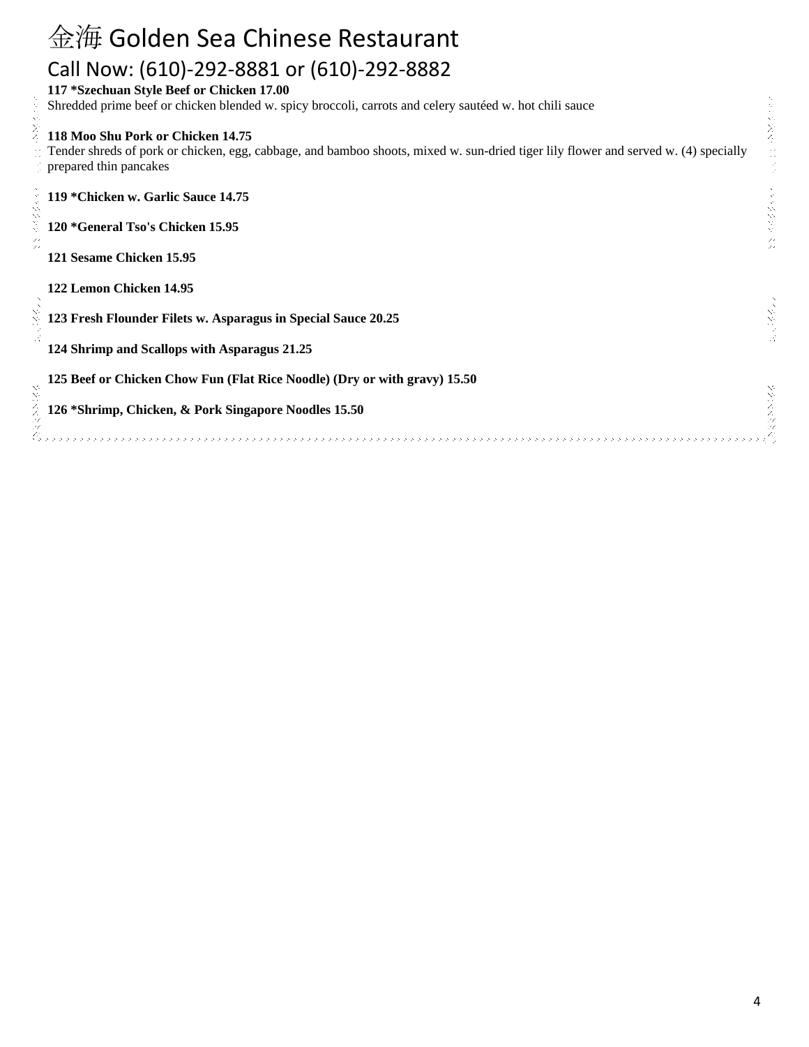# 金海 Golden Sea Chinese Restaurant

## Call Now: (610)-292-8881 or (610)-292-8882

**117 *Szechuan Style Beef or Chicken 17.00**
Shredded prime beef or chicken blended w. spicy broccoli, carrots and celery sautéed w. hot chili sauce

**118 Moo Shu Pork or Chicken 14.75**
Tender shreds of pork or chicken, egg, cabbage, and bamboo shoots, mixed w. sun-dried tiger lily flower and served w. (4) specially prepared thin pancakes

**119 *Chicken w. Garlic Sauce 14.75**

**120 *General Tso's Chicken 15.95**

**121 Sesame Chicken 15.95**

**122 Lemon Chicken 14.95**

**123 Fresh Flounder Filets w. Asparagus in Special Sauce 20.25**

**124 Shrimp and Scallops with Asparagus 21.25**

**125 Beef or Chicken Chow Fun (Flat Rice Noodle) (Dry or with gravy) 15.50**

**126 *Shrimp, Chicken, & Pork Singapore Noodles 15.50**